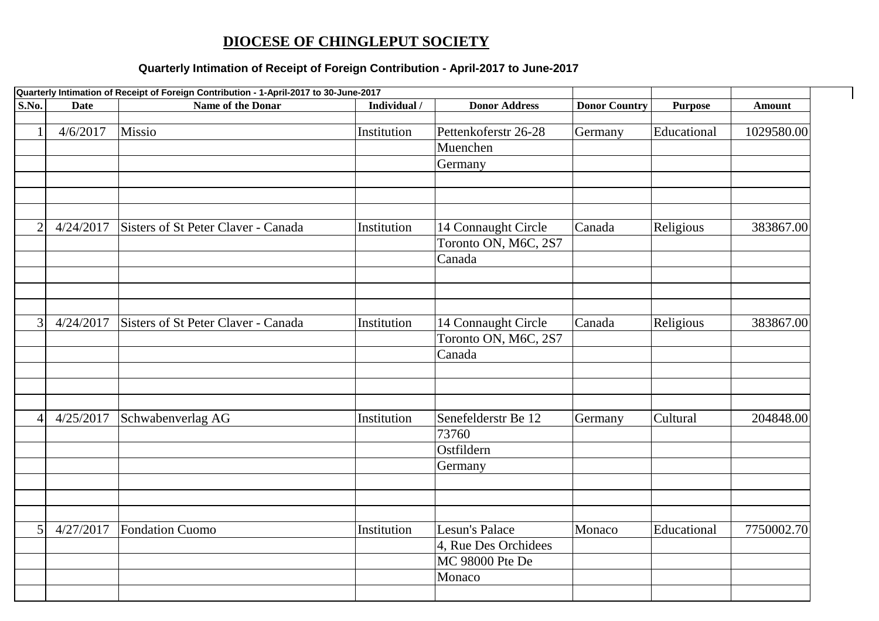# DIOCESE OF CHINGLEPUT SOCIETY

### Quarterly Intimation of Receipt of Foreign Contribution - April-2017 to June-2017

| Quarterly Intimation of Receipt of Foreign Contribution - 1-April-2017 to 30-June-2017 | | | | | | | |
|---|---|---|---|---|---|---|---|
| **S.No.** | **Date** | **Name of the Donar** | **Individual /** | **Donor Address** | **Donor Country** | **Purpose** | **Amount** |
| | | | | | | | |
| 1 | 4/6/2017 | Missio | Institution | Pettenkoferstr 26-28 | Germany | Educational | 1029580.00 |
| | | | | Muenchen | | | |
| | | | | Germany | | | |
| | | | | | | | |
| | | | | | | | |
| | | | | | | | |
| 2 | 4/24/2017 | Sisters of St Peter Claver - Canada | Institution | 14 Connaught Circle | Canada | Religious | 383867.00 |
| | | | | Toronto ON, M6C, 2S7 | | | |
| | | | | Canada | | | |
| | | | | | | | |
| | | | | | | | |
| | | | | | | | |
| 3 | 4/24/2017 | Sisters of St Peter Claver - Canada | Institution | 14 Connaught Circle | Canada | Religious | 383867.00 |
| | | | | Toronto ON, M6C, 2S7 | | | |
| | | | | Canada | | | |
| | | | | | | | |
| | | | | | | | |
| | | | | | | | |
| 4 | 4/25/2017 | Schwabenverlag AG | Institution | Senefelderstr Be 12 | Germany | Cultural | 204848.00 |
| | | | | 73760 | | | |
| | | | | Ostfildern | | | |
| | | | | Germany | | | |
| | | | | | | | |
| | | | | | | | |
| | | | | | | | |
| 5 | 4/27/2017 | Fondation Cuomo | Institution | Lesun's Palace | Monaco | Educational | 7750002.70 |
| | | | | 4, Rue Des Orchidees | | | |
| | | | | MC 98000 Pte De | | | |
| | | | | Monaco | | | |
| | | | | | | | |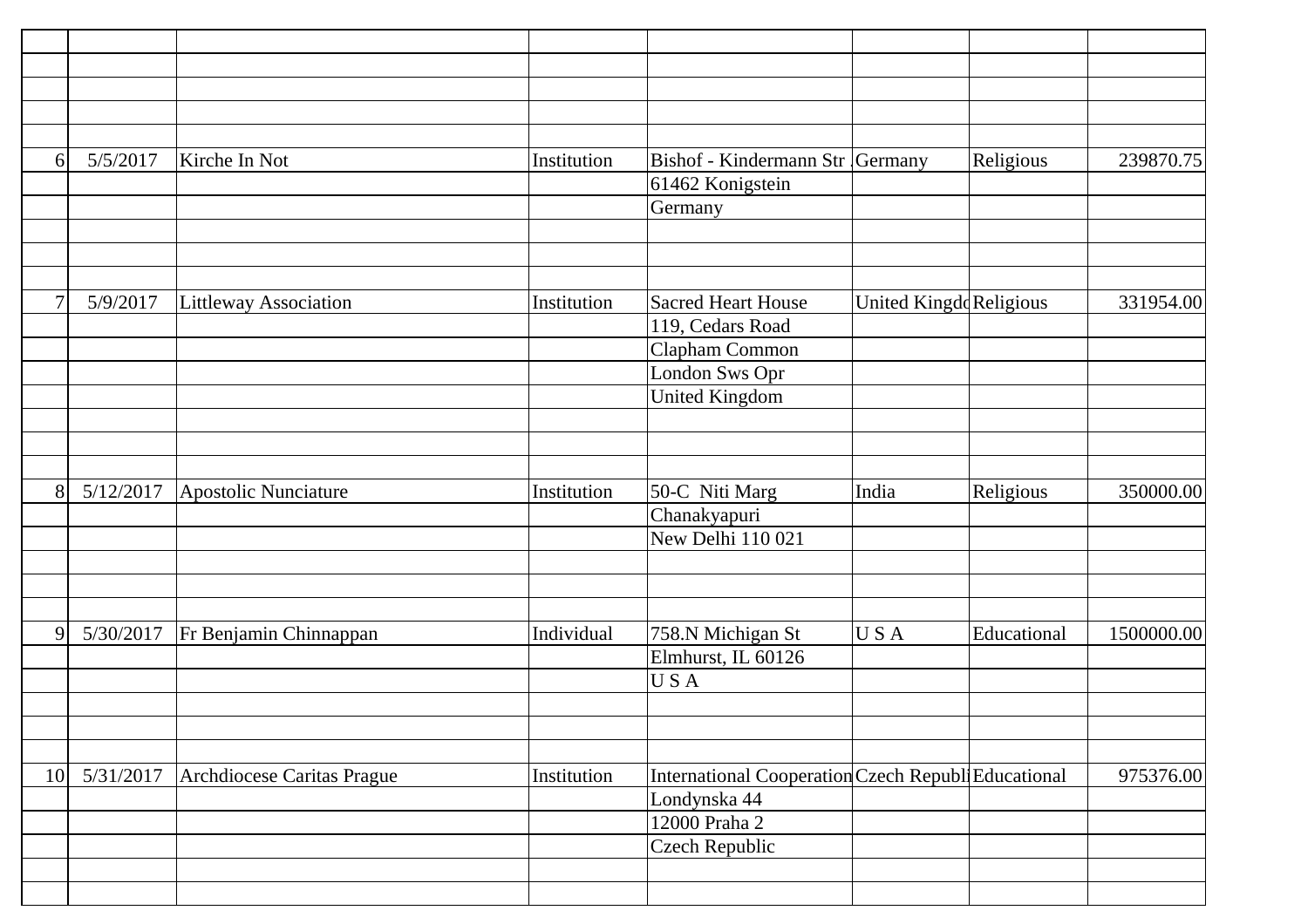| | | | | | | | |
|---|---|---|---|---|---|---|---|
| | | | | | | | |
| | | | | | | | |
| | | | | | | | |
| | | | | | | | |
| 6 | 5/5/2017 | Kirche In Not | Institution | Bishof - Kindermann Str . | Germany | Religious | 239870.75 |
| | | | | 61462 Konigstein | | | |
| | | | | Germany | | | |
| | | | | | | | |
| | | | | | | | |
| | | | | | | | |
| 7 | 5/9/2017 | Littleway Association | Institution | Sacred Heart House | United Kingdo | Religious | 331954.00 |
| | | | | 119, Cedars Road | | | |
| | | | | Clapham Common | | | |
| | | | | London Sws Opr | | | |
| | | | | United Kingdom | | | |
| | | | | | | | |
| | | | | | | | |
| | | | | | | | |
| 8 | 5/12/2017 | Apostolic Nunciature | Institution | 50-C Niti Marg | India | Religious | 350000.00 |
| | | | | Chanakyapuri | | | |
| | | | | New Delhi 110 021 | | | |
| | | | | | | | |
| | | | | | | | |
| | | | | | | | |
| 9 | 5/30/2017 | Fr Benjamin Chinnappan | Individual | 758.N Michigan St | U S A | Educational | 1500000.00 |
| | | | | Elmhurst, IL 60126 | | | |
| | | | | U S A | | | |
| | | | | | | | |
| | | | | | | | |
| | | | | | | | |
| 10 | 5/31/2017 | Archdiocese Caritas Prague | Institution | International Cooperation | Czech Republi | Educational | 975376.00 |
| | | | | Londynska 44 | | | |
| | | | | 12000 Praha 2 | | | |
| | | | | Czech Republic | | | |
| | | | | | | | |
| | | | | | | | |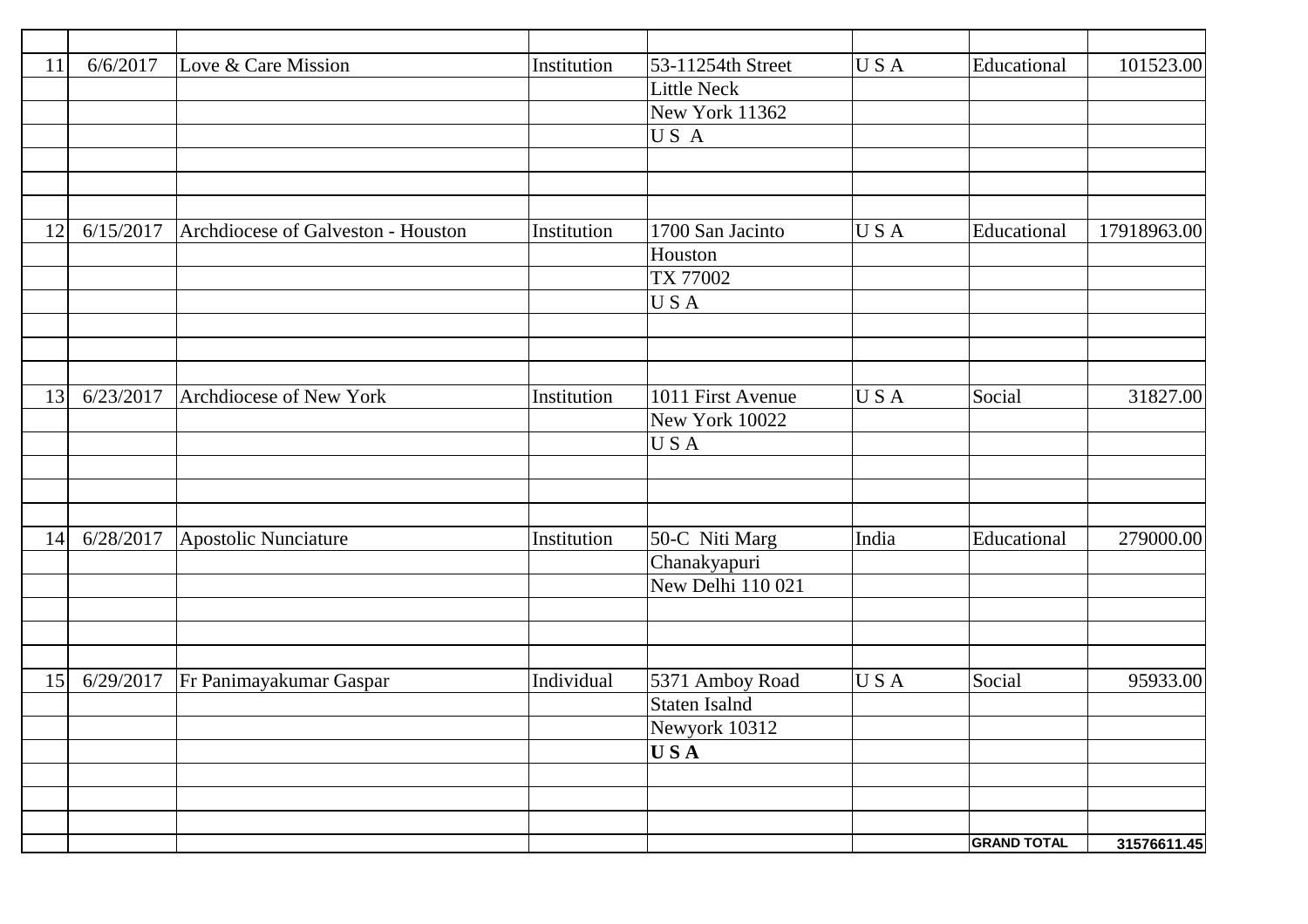| | | | | | | | |
|---|---|---|---|---|---|---|---|
| 11 | 6/6/2017 | Love & Care Mission | Institution | 53-11254th Street<br>Little Neck<br>New York 11362<br>U S A | U S A | Educational | 101523.00 |
| 12 | 6/15/2017 | Archdiocese of Galveston - Houston | Institution | 1700 San Jacinto<br>Houston<br>TX 77002<br>U S A | U S A | Educational | 17918963.00 |
| 13 | 6/23/2017 | Archdiocese of New York | Institution | 1011 First Avenue<br>New York 10022<br>U S A | U S A | Social | 31827.00 |
| 14 | 6/28/2017 | Apostolic Nunciature | Institution | 50-C Niti Marg<br>Chanakyapuri<br>New Delhi 110 021 | India | Educational | 279000.00 |
| 15 | 6/29/2017 | Fr Panimayakumar Gaspar | Individual | 5371 Amboy Road<br>Staten Isalnd<br>Newyork 10312<br>**U S A** | U S A | Social | 95933.00 |
| | | | | | | **GRAND TOTAL** | **31576611.45** |